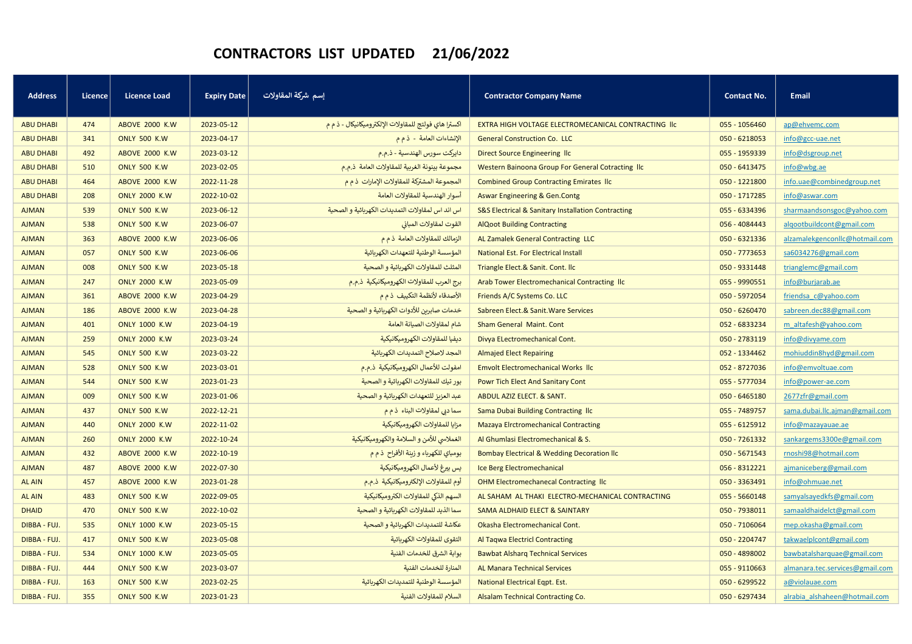# CONTRACTORS LIST UPDATED 21/06/2022

| Address | Licence | Licence Load | Expiry Date | إسم شركة المقاولات | Contractor Company Name | Contact No. | Email |
|---|---|---|---|---|---|---|---|
| ABU DHABI | 474 | ABOVE 2000 K.W | 2023-05-12 | اكسترا هاي فولتج للمقاولات الإلكتروميكانيكال - ذ م م | EXTRA HIGH VOLTAGE ELECTROMECANICAL CONTRACTING llc | 055 - 1056460 | ap@ehvemc.com |
| ABU DHABI | 341 | ONLY 500 K.W | 2023-04-17 | الإنشاءات العامة - ذ م م | General Construction Co. LLC | 050 - 6218053 | info@gcc-uae.net |
| ABU DHABI | 492 | ABOVE 2000 K.W | 2023-03-12 | دايركت سورس الهندسية - ذ.م.م | Direct Source Engineering llc | 055 - 1959339 | info@dsgroup.net |
| ABU DHABI | 510 | ONLY 500 K.W | 2023-02-05 | مجموعة بينونة الغربية للمقاولات العامة ذ.م.م | Western Bainoona Group For General Cotracting llc | 050 - 6413475 | info@wbg.ae |
| ABU DHABI | 464 | ABOVE 2000 K.W | 2022-11-28 | المجموعة المشتركة للمقاولات الإمارات ذ م م | Combined Group Contracting Emirates llc | 050 - 1221800 | info.uae@combinedgroup.net |
| ABU DHABI | 208 | ONLY 2000 K.W | 2022-10-02 | أسوار الهندسية للمقاولات العامة | Aswar Engineering & Gen.Contg | 050 - 1717285 | info@aswar.com |
| AJMAN | 539 | ONLY 500 K.W | 2023-06-12 | اس اند اس لمقاولات التمديدات الكهربائية و الصحية | S&S Electrical & Sanitary Installation Contracting | 055 - 6334396 | sharmaandsonsgoc@yahoo.com |
| AJMAN | 538 | ONLY 500 K.W | 2023-06-07 | القوت لمقاولات المباني | AlQoot Building Contracting | 056 - 4084443 | alqootbuildcont@gmail.com |
| AJMAN | 363 | ABOVE 2000 K.W | 2023-06-06 | الزمالك للمقاولات العامة ذ م م | AL Zamalek General Contracting LLC | 050 - 6321336 | alzamalekgenconllc@hotmail.com |
| AJMAN | 057 | ONLY 500 K.W | 2023-06-06 | المؤسسة الوطنية للتعهدات الكهربائية | National Est. For Electrical Install | 050 - 7773653 | sa6034276@gmail.com |
| AJMAN | 008 | ONLY 500 K.W | 2023-05-18 | المثلث للمقاولات الكهربائية و الصحية | Triangle Elect.& Sanit. Cont. llc | 050 - 9331448 | trianglemc@gmail.com |
| AJMAN | 247 | ONLY 2000 K.W | 2023-05-09 | برج العرب للمقاولات الكهروميكانيكية ذ.م.م | Arab Tower Electromechanical Contracting llc | 055 - 9990551 | info@burjarab.ae |
| AJMAN | 361 | ABOVE 2000 K.W | 2023-04-29 | الأصدقاء لأنظمة التكييف ذ م م | Friends A/C Systems Co. LLC | 050 - 5972054 | friendsa_c@yahoo.com |
| AJMAN | 186 | ABOVE 2000 K.W | 2023-04-28 | خدمات صابرين للأدوات الكهربائية و الصحية | Sabreen Elect.& Sanit.Ware Services | 050 - 6260470 | sabreen.dec88@gmail.com |
| AJMAN | 401 | ONLY 1000 K.W | 2023-04-19 | شام لمقاولات الصيانة العامة | Sham General Maint. Cont | 052 - 6833234 | m_altafesh@yahoo.com |
| AJMAN | 259 | ONLY 2000 K.W | 2023-03-24 | ديفيا للمقاولات الكهروميكانيكية | Divya ELectromechanical Cont. | 050 - 2783119 | info@divyame.com |
| AJMAN | 545 | ONLY 500 K.W | 2023-03-22 | المجد لاصلاح التمديدات الكهربائية | Almajed Elect Repairing | 052 - 1334462 | mohiuddin8hyd@gmail.com |
| AJMAN | 528 | ONLY 500 K.W | 2023-03-01 | امفولت للأعمال الكهروميكانيكية ذ.م.م | Emvolt Electromechanical Works llc | 052 - 8727036 | info@emvoltuae.com |
| AJMAN | 544 | ONLY 500 K.W | 2023-01-23 | بور تيك للمقاولات الكهربائية و الصحية | Powr Tich Elect And Sanitary Cont | 055 - 5777034 | info@power-ae.com |
| AJMAN | 009 | ONLY 500 K.W | 2023-01-06 | عبد العزيز للتعهدات الكهربائية و الصحية | ABDUL AZIZ ELECT. & SANT. | 050 - 6465180 | 2677zfr@gmail.com |
| AJMAN | 437 | ONLY 500 K.W | 2022-12-21 | سما دبي لمقاولات البناء ذ م م | Sama Dubai Building Contracting llc | 055 - 7489757 | sama.dubai.llc.ajman@gmail.com |
| AJMAN | 440 | ONLY 2000 K.W | 2022-11-02 | مزايا للمقاولات الكهروميكانيكية | Mazaya Elrctromechanical Contracting | 055 - 6125912 | info@mazayauae.ae |
| AJMAN | 260 | ONLY 2000 K.W | 2022-10-24 | الغملاسي للأمن و السلامة والكهروميكانيكية | Al Ghumlasi Electromechanical & S. | 050 - 7261332 | sankargems3300e@gmail.com |
| AJMAN | 432 | ABOVE 2000 K.W | 2022-10-19 | بومباي للكهرباء و زينة الأفراح ذ م م | Bombay Electrical & Wedding Decoration llc | 050 - 5671543 | rnoshi98@hotmail.com |
| AJMAN | 487 | ABOVE 2000 K.W | 2022-07-30 | يس بيرغ لأعمال الكهروميكانيكية | Ice Berg Electromechanical | 056 - 8312221 | ajmaniceberg@gmail.com |
| AL AIN | 457 | ABOVE 2000 K.W | 2023-01-28 | أوم للمقاولات الإلكتروميكانيكية ذ.م.م | OHM Electromechanecal Contracting llc | 050 - 3363491 | info@ohmuae.net |
| AL AIN | 483 | ONLY 500 K.W | 2022-09-05 | السهم الذكي للمقاولات الكتروميكانيكية | AL SAHAM AL THAKI ELECTRO-MECHANICAL CONTRACTING | 055 - 5660148 | samyalsayedkfs@gmail.com |
| DHAID | 470 | ONLY 500 K.W | 2022-10-02 | سما الذيد للمقاولات الكهربائية و الصحية | SAMA ALDHAID ELECT & SAINTARY | 050 - 7938011 | samaaldhaidelct@gmail.com |
| DIBBA - FUJ. | 535 | ONLY 1000 K.W | 2023-05-15 | عكاشة للتمديدات الكهربائية و الصحية | Okasha Electromechanical Cont. | 050 - 7106064 | mep.okasha@gmail.com |
| DIBBA - FUJ. | 417 | ONLY 500 K.W | 2023-05-08 | التقوى للمقاولات الكهربائية | Al Taqwa Electricl Contracting | 050 - 2204747 | takwaelplcont@gmail.com |
| DIBBA - FUJ. | 534 | ONLY 1000 K.W | 2023-05-05 | بوابة الشرق للخدمات الفنية | Bawbat Alsharq Technical Services | 050 - 4898002 | bawbatalsharquae@gmail.com |
| DIBBA - FUJ. | 444 | ONLY 500 K.W | 2023-03-07 | المنارة للخدمات الفنية | AL Manara Technical Services | 055 - 9110663 | almanara.tec.services@gmail.com |
| DIBBA - FUJ. | 163 | ONLY 500 K.W | 2023-02-25 | المؤسسة الوطنية للتمديدات الكهربائية | National Electrical Eqpt. Est. | 050 - 6299522 | a@violauae.com |
| DIBBA - FUJ. | 355 | ONLY 500 K.W | 2023-01-23 | السلام للمقاولات الفنية | Alsalam Technical Contracting Co. | 050 - 6297434 | alrabia_alshaheen@hotmail.com |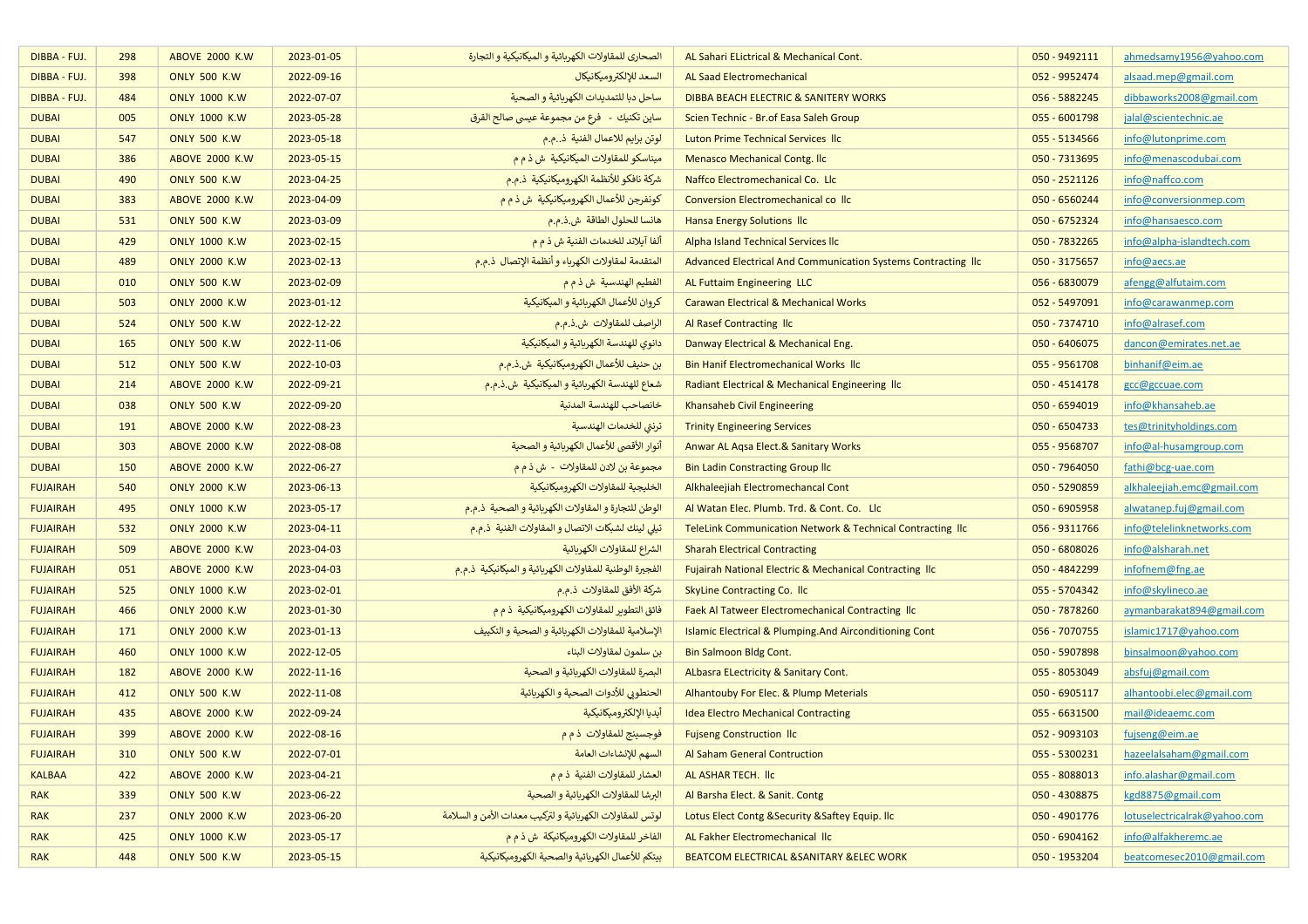| DIBBA - FUJ. | 298 | ABOVE 2000 K.W | 2023-01-05 | الصحارى للمقاولات الكهربائية و الميكانيكية و التجارة | AL Sahari ELictrical & Mechanical Cont. | 050 - 9492111 | ahmedsamy1956@yahoo.com |
|---|---|---|---|---|---|---|---|
| DIBBA - FUJ. | 398 | ONLY 500 K.W | 2022-09-16 | السعد للإلكتروميكانيكال | AL Saad Electromechanical | 052 - 9952474 | alsaad.mep@gmail.com |
| DIBBA - FUJ. | 484 | ONLY 1000 K.W | 2022-07-07 | ساحل دبا للتمديدات الكهربائية و الصحية | DIBBA BEACH ELECTRIC & SANITERY WORKS | 056 - 5882245 | dibbaworks2008@gmail.com |
| DUBAI | 005 | ONLY 1000 K.W | 2023-05-28 | ساين تكنيك - فرع من مجموعة عيسى صالح القرق | Scien Technic - Br.of Easa Saleh Group | 055 - 6001798 | jalal@scientechnic.ae |
| DUBAI | 547 | ONLY 500 K.W | 2023-05-18 | لوتن برايم للاعمال الفنية ذ.م.م | Luton Prime Technical Services llc | 055 - 5134566 | info@lutonprime.com |
| DUBAI | 386 | ABOVE 2000 K.W | 2023-05-15 | ميناسكو للمقاولات الميكانيكية ش ذ م م | Menasco Mechanical Contg. llc | 050 - 7313695 | info@menascodubai.com |
| DUBAI | 490 | ONLY 500 K.W | 2023-04-25 | شركة نافكو للأنظمة الكهروميكانيكية ذ.م.م | Naffco Electromechanical Co. Llc | 050 - 2521126 | info@naffco.com |
| DUBAI | 383 | ABOVE 2000 K.W | 2023-04-09 | كونفرجن للأعمال الكهروميكانيكية ش ذ م م | Conversion Electromechanical co llc | 050 - 6560244 | info@conversionmep.com |
| DUBAI | 531 | ONLY 500 K.W | 2023-03-09 | هانسا للحلول الطاقة ش.ذ.م.م | Hansa Energy Solutions llc | 050 - 6752324 | info@hansaesco.com |
| DUBAI | 429 | ONLY 1000 K.W | 2023-02-15 | ألفا آيلاند للخدمات الفنية ش ذ م م | Alpha Island Technical Services llc | 050 - 7832265 | info@alpha-islandtech.com |
| DUBAI | 489 | ONLY 2000 K.W | 2023-02-13 | المتقدمة لمقاولات الكهرباء و أنظمة الإتصال ذ.م.م | Advanced Electrical And Communication Systems Contracting llc | 050 - 3175657 | info@aecs.ae |
| DUBAI | 010 | ONLY 500 K.W | 2023-02-09 | الفطيم الهندسية ش ذ م م | AL Futtaim Engineering LLC | 056 - 6830079 | afengg@alfutaim.com |
| DUBAI | 503 | ONLY 2000 K.W | 2023-01-12 | كروان للأعمال الكهربائية و الميكانيكية | Carawan Electrical & Mechanical Works | 052 - 5497091 | info@carawanmep.com |
| DUBAI | 524 | ONLY 500 K.W | 2022-12-22 | الراصف للمقاولات ش.ذ.م.م | Al Rasef Contracting llc | 050 - 7374710 | info@alrasef.com |
| DUBAI | 165 | ONLY 500 K.W | 2022-11-06 | دانوي للهندسة الكهربائية و الميكانيكية | Danway Electrical & Mechanical Eng. | 050 - 6406075 | dancon@emirates.net.ae |
| DUBAI | 512 | ONLY 500 K.W | 2022-10-03 | بن حنيف للأعمال الكهروميكانيكية ش.ذ.م.م | Bin Hanif Electromechanical Works llc | 055 - 9561708 | binhanif@eim.ae |
| DUBAI | 214 | ABOVE 2000 K.W | 2022-09-21 | شعاع للهندسة الكهربائية و الميكانيكية ش.ذ.م.م | Radiant Electrical & Mechanical Engineering llc | 050 - 4514178 | gcc@gccuae.com |
| DUBAI | 038 | ONLY 500 K.W | 2022-09-20 | خانصاحب للهندسة المدنية | Khansaheb Civil Engineering | 050 - 6594019 | info@khansaheb.ae |
| DUBAI | 191 | ABOVE 2000 K.W | 2022-08-23 | ترنتي للخدمات الهندسية | Trinity Engineering Services | 050 - 6504733 | tes@trinityholdings.com |
| DUBAI | 303 | ABOVE 2000 K.W | 2022-08-08 | أنوار الأقصى للأعمال الكهربائية و الصحية | Anwar AL Aqsa Elect.& Sanitary Works | 055 - 9568707 | info@al-husamgroup.com |
| DUBAI | 150 | ABOVE 2000 K.W | 2022-06-27 | مجموعة بن لادن للمقاولات - ش ذ م م | Bin Ladin Constracting Group llc | 050 - 7964050 | fathi@bcg-uae.com |
| FUJAIRAH | 540 | ONLY 2000 K.W | 2023-06-13 | الخليجية للمقاولات الكهروميكانيكية | Alkhaleejiah Electromechancal Cont | 050 - 5290859 | alkhaleejiah.emc@gmail.com |
| FUJAIRAH | 495 | ONLY 1000 K.W | 2023-05-17 | الوطن للتجارة و المقاولات الكهربائية و الصحية ذ.م.م | Al Watan Elec. Plumb. Trd. & Cont. Co. Llc | 050 - 6905958 | alwatanep.fuj@gmail.com |
| FUJAIRAH | 532 | ONLY 2000 K.W | 2023-04-11 | تيلي لينك لشبكات الاتصال و المقاولات الفنية ذ.م.م | TeleLink Communication Network & Technical Contracting llc | 056 - 9311766 | info@telelinknetworks.com |
| FUJAIRAH | 509 | ABOVE 2000 K.W | 2023-04-03 | الشراع للمقاولات الكهربائية | Sharah Electrical Contracting | 050 - 6808026 | info@alsharah.net |
| FUJAIRAH | 051 | ABOVE 2000 K.W | 2023-04-03 | الفجيرة الوطنية للمقاولات الكهربائية و الميكانيكية ذ.م.م | Fujairah National Electric & Mechanical Contracting llc | 050 - 4842299 | infofnem@fng.ae |
| FUJAIRAH | 525 | ONLY 1000 K.W | 2023-02-01 | شركة الأفق للمقاولات ذ.م.م | SkyLine Contracting Co. llc | 055 - 5704342 | info@skylineco.ae |
| FUJAIRAH | 466 | ONLY 2000 K.W | 2023-01-30 | فائق التطوير للمقاولات الكهروميكانيكية ذ م م | Faek Al Tatweer Electromechanical Contracting llc | 050 - 7878260 | aymanbarakat894@gmail.com |
| FUJAIRAH | 171 | ONLY 2000 K.W | 2023-01-13 | الإسلامية للمقاولات الكهربائية و الصحية و التكييف | Islamic Electrical & Plumping.And Airconditioning Cont | 056 - 7070755 | islamic1717@yahoo.com |
| FUJAIRAH | 460 | ONLY 1000 K.W | 2022-12-05 | بن سلمون لمقاولات البناء | Bin Salmoon Bldg Cont. | 050 - 5907898 | binsalmoon@yahoo.com |
| FUJAIRAH | 182 | ABOVE 2000 K.W | 2022-11-16 | البصرة للمقاولات الكهربائية و الصحية | ALbasra ELectricity & Sanitary Cont. | 055 - 8053049 | absfuj@gmail.com |
| FUJAIRAH | 412 | ONLY 500 K.W | 2022-11-08 | الحنطوبي للأدوات الصحية و الكهربائية | Alhantouby For Elec. & Plump Meterials | 050 - 6905117 | alhantoobi.elec@gmail.com |
| FUJAIRAH | 435 | ABOVE 2000 K.W | 2022-09-24 | أيديا الإلكتروميكانيكية | Idea Electro Mechanical Contracting | 055 - 6631500 | mail@ideaemc.com |
| FUJAIRAH | 399 | ABOVE 2000 K.W | 2022-08-16 | فوجسينج للمقاولات ذ م م | Fujseng Construction llc | 052 - 9093103 | fujseng@eim.ae |
| FUJAIRAH | 310 | ONLY 500 K.W | 2022-07-01 | السهم للإنشاءات العامة | Al Saham General Contruction | 055 - 5300231 | hazeelalsaham@gmail.com |
| KALBAA | 422 | ABOVE 2000 K.W | 2023-04-21 | العشار للمقاولات الفنية ذ م م | AL ASHAR TECH. llc | 055 - 8088013 | info.alashar@gmail.com |
| RAK | 339 | ONLY 500 K.W | 2023-06-22 | البرشا للمقاولات الكهربائية و الصحية | Al Barsha Elect. & Sanit. Contg | 050 - 4308875 | kgd8875@gmail.com |
| RAK | 237 | ONLY 2000 K.W | 2023-06-20 | لوتس للمقاولات الكهربائية و لتركيب معدات الأمن و السلامة | Lotus Elect Contg &Security &Saftey Equip. llc | 050 - 4901776 | lotuselectricalrak@yahoo.com |
| RAK | 425 | ONLY 1000 K.W | 2023-05-17 | الفاخر للمقاولات الكهروميكانيكة ش ذ م م | AL Fakher Electromechanical llc | 050 - 6904162 | info@alfakheremc.ae |
| RAK | 448 | ONLY 500 K.W | 2023-05-15 | بيتكم للأعمال الكهربائية والصحية الكهروميكانيكية | BEATCOM ELECTRICAL &SANITARY &ELEC WORK | 050 - 1953204 | beatcomesec2010@gmail.com |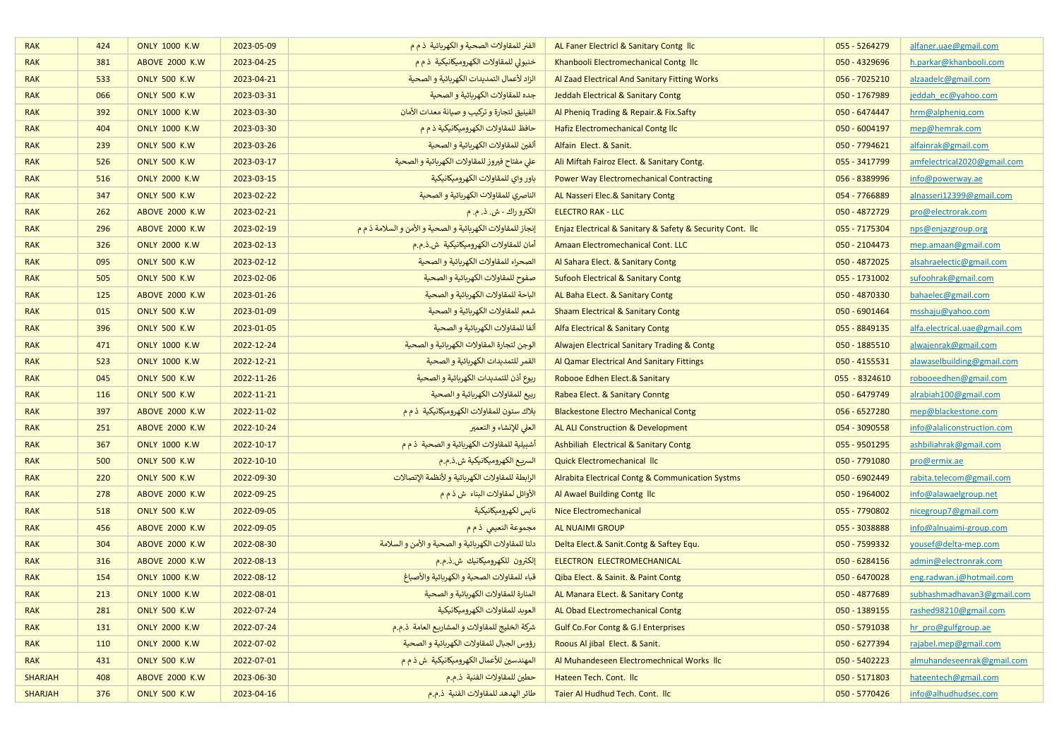| | | | | | | | |
|---|---|---|---|---|---|---|---|
| RAK | 424 | ONLY 1000 K.W | 2023-05-09 | الفنر للمقاولات الصحية و الكهربائية ذ م م | AL Faner Electricl & Sanitary Contg llc | 055 - 5264279 | alfaner.uae@gmail.com |
| RAK | 381 | ABOVE 2000 K.W | 2023-04-25 | خنبولي للمقاولات الكهروميكانيكية ذ م م | Khanbooli Electromechanical Contg llc | 050 - 4329696 | h.parkar@khanbooli.com |
| RAK | 533 | ONLY 500 K.W | 2023-04-21 | الزاد لأعمال التمديدات الكهربائية و الصحية | Al Zaad Electrical And Sanitary Fitting Works | 056 - 7025210 | alzaadelc@gmail.com |
| RAK | 066 | ONLY 500 K.W | 2023-03-31 | جده للمقاولات الكهربائية و الصحية | Jeddah Electrical & Sanitary Contg | 050 - 1767989 | jeddah_ec@yahoo.com |
| RAK | 392 | ONLY 1000 K.W | 2023-03-30 | الفينيق لتجارة و تركيب و صيانة معدات الأمان | Al Pheniq Trading & Repair.& Fix.Safty | 050 - 6474447 | hrm@alpheniq.com |
| RAK | 404 | ONLY 1000 K.W | 2023-03-30 | حافظ للمقاولات الكهروميكانيكية ذ م م | Hafiz Electromechanical Contg llc | 050 - 6004197 | mep@hemrak.com |
| RAK | 239 | ONLY 500 K.W | 2023-03-26 | ألفين للمقاولات الكهربائية و الصحية | Alfain Elect. & Sanit. | 050 - 7794621 | alfainrak@gmail.com |
| RAK | 526 | ONLY 500 K.W | 2023-03-17 | علي مفتاح فيروز للمقاولات الكهربائية و الصحية | Ali Miftah Fairoz Elect. & Sanitary Contg. | 055 - 3417799 | amfelectrical2020@gmail.com |
| RAK | 516 | ONLY 2000 K.W | 2023-03-15 | باور واي للمقاولات الكهروميكانيكية | Power Way Electromechanical Contracting | 056 - 8389996 | info@powerway.ae |
| RAK | 347 | ONLY 500 K.W | 2023-02-22 | الناصري للمقاولات الكهربائية و الصحية | AL Nasseri Elec.& Sanitary Contg | 054 - 7766889 | alnasseri12399@gmail.com |
| RAK | 262 | ABOVE 2000 K.W | 2023-02-21 | الكترو راك - ش. ذ. م. م | ELECTRO RAK - LLC | 050 - 4872729 | pro@electrorak.com |
| RAK | 296 | ABOVE 2000 K.W | 2023-02-19 | إنجاز للمقاولات الكهربائية و الصحية و الأمن و السلامة ذ م م | Enjaz Electrical & Sanitary & Safety & Security Cont. llc | 055 - 7175304 | nps@enjazgroup.org |
| RAK | 326 | ONLY 2000 K.W | 2023-02-13 | أمان للمقاولات الكهروميكانيكية ش.ذ.م.م | Amaan Electromechanical Cont. LLC | 050 - 2104473 | mep.amaan@gmail.com |
| RAK | 095 | ONLY 500 K.W | 2023-02-12 | الصحراء للمقاولات الكهربائية و الصحية | Al Sahara Elect. & Sanitary Contg | 050 - 4872025 | alsahraelectic@gmail.com |
| RAK | 505 | ONLY 500 K.W | 2023-02-06 | صفوح للمقاولات الكهربائية و الصحية | Sufooh Electrical & Sanitary Contg | 055 - 1731002 | sufoohrak@gmail.com |
| RAK | 125 | ABOVE 2000 K.W | 2023-01-26 | الباحة للمقاولات الكهربائية و الصحية | AL Baha ELect. & Sanitary Contg | 050 - 4870330 | bahaelec@gmail.com |
| RAK | 015 | ONLY 500 K.W | 2023-01-09 | شعم للمقاولات الكهربائية و الصحية | Shaam Electrical & Sanitary Contg | 050 - 6901464 | msshaju@yahoo.com |
| RAK | 396 | ONLY 500 K.W | 2023-01-05 | ألفا للمقاولات الكهربائية و الصحية | Alfa Electrical & Sanitary Contg | 055 - 8849135 | alfa.electrical.uae@gmail.com |
| RAK | 471 | ONLY 1000 K.W | 2022-12-24 | الوجن لتجارة المقاولات الكهربائية و الصحية | Alwajen Electrical Sanitary Trading & Contg | 050 - 1885510 | alwajenrak@gmail.com |
| RAK | 523 | ONLY 1000 K.W | 2022-12-21 | القمر للتمديدات الكهربائية و الصحية | Al Qamar Electrical And Sanitary Fittings | 050 - 4155531 | alawaselbuilding@gmail.com |
| RAK | 045 | ONLY 500 K.W | 2022-11-26 | ربوع أذن للتمديدات الكهربائية و الصحية | Robooe Edhen Elect.& Sanitary | 055 - 8324610 | robooeedhen@gmail.com |
| RAK | 116 | ONLY 500 K.W | 2022-11-21 | ربيع للمقاولات الكهربائية و الصحية | Rabea Elect. & Sanitary Conntg | 050 - 6479749 | alrabiah100@gmail.com |
| RAK | 397 | ABOVE 2000 K.W | 2022-11-02 | بلاك ستون للمقاولات الكهروميكانيكية ذ م م | Blackestone Electro Mechanical Contg | 056 - 6527280 | mep@blackestone.com |
| RAK | 251 | ABOVE 2000 K.W | 2022-10-24 | العلي للإنشاء و التعمير | AL ALI Construction & Development | 054 - 3090558 | info@alaliconstruction.com |
| RAK | 367 | ONLY 1000 K.W | 2022-10-17 | أشبيلية للمقاولات الكهربائية و الصحية ذ م م | Ashbiliah Electrical & Sanitary Contg | 055 - 9501295 | ashbiliahrak@gmail.com |
| RAK | 500 | ONLY 500 K.W | 2022-10-10 | السريع الكهروميكانيكية ش.ذ.م.م | Quick Electromechanical llc | 050 - 7791080 | pro@ermix.ae |
| RAK | 220 | ONLY 500 K.W | 2022-09-30 | الرابطة للمقاولات الكهربائية و لأنظمة الإتصالات | Alrabita Electrical Contg & Communication Systms | 050 - 6902449 | rabita.telecom@gmail.com |
| RAK | 278 | ABOVE 2000 K.W | 2022-09-25 | الأوائل لمقاولات البناء ش ذ م م | Al Awael Building Contg llc | 050 - 1964002 | info@alawaelgroup.net |
| RAK | 518 | ONLY 500 K.W | 2022-09-05 | نايس لكهروميكانيكية | Nice Electromechanical | 055 - 7790802 | nicegroup7@gmail.com |
| RAK | 456 | ABOVE 2000 K.W | 2022-09-05 | مجموعة النعيمي ذ م م | AL NUAIMI GROUP | 055 - 3038888 | info@alnuaimi-group.com |
| RAK | 304 | ABOVE 2000 K.W | 2022-08-30 | دلتا للمقاولات الكهربائية و الصحية و الأمن و السلامة | Delta Elect.& Sanit.Contg & Saftey Equ. | 050 - 7599332 | yousef@delta-mep.com |
| RAK | 316 | ABOVE 2000 K.W | 2022-08-13 | إلكترون للكهروميكانيك ش.ذ.م.م | ELECTRON ELECTROMECHANICAL | 050 - 6284156 | admin@electronrak.com |
| RAK | 154 | ONLY 1000 K.W | 2022-08-12 | قباء للمقاولات الصحية و الكهربائية والأصباغ | Qiba Elect. & Sainit. & Paint Contg | 050 - 6470028 | eng.radwan.j@hotmail.com |
| RAK | 213 | ONLY 1000 K.W | 2022-08-01 | المنارة للمقاولات الكهربائية و الصحية | AL Manara ELect. & Sanitary Contg | 050 - 4877689 | subhashmadhavan3@gmail.com |
| RAK | 281 | ONLY 500 K.W | 2022-07-24 | العوبد للمقاولات الكهروميكانيكية | AL Obad ELectromechanical Contg | 050 - 1389155 | rashed98210@gmail.com |
| RAK | 131 | ONLY 2000 K.W | 2022-07-24 | شركة الخليج للمقاولات و المشاريع العامة ذ.م.م | Gulf Co.For Contg & G.I Enterprises | 050 - 5791038 | hr_pro@gulfgroup.ae |
| RAK | 110 | ONLY 2000 K.W | 2022-07-02 | رؤوس الجبال للمقاولات الكهربائية و الصحية | Roous Al jibal Elect. & Sanit. | 050 - 6277394 | rajabel.mep@gmail.com |
| RAK | 431 | ONLY 500 K.W | 2022-07-01 | المهندسين للأعمال الكهروميكانيكية ش ذ م م | Al Muhandeseen Electromechnical Works llc | 050 - 5402223 | almuhandeseenrak@gmail.com |
| SHARJAH | 408 | ABOVE 2000 K.W | 2023-06-30 | حطين للمقاولات الفنية ذ.م.م | Hateen Tech. Cont. llc | 050 - 5171803 | hateentech@gmail.com |
| SHARJAH | 376 | ONLY 500 K.W | 2023-04-16 | طائر الهدهد للمقاولات الفنية ذ.م.م | Taier Al Hudhud Tech. Cont. llc | 050 - 5770426 | info@alhudhudsec.com |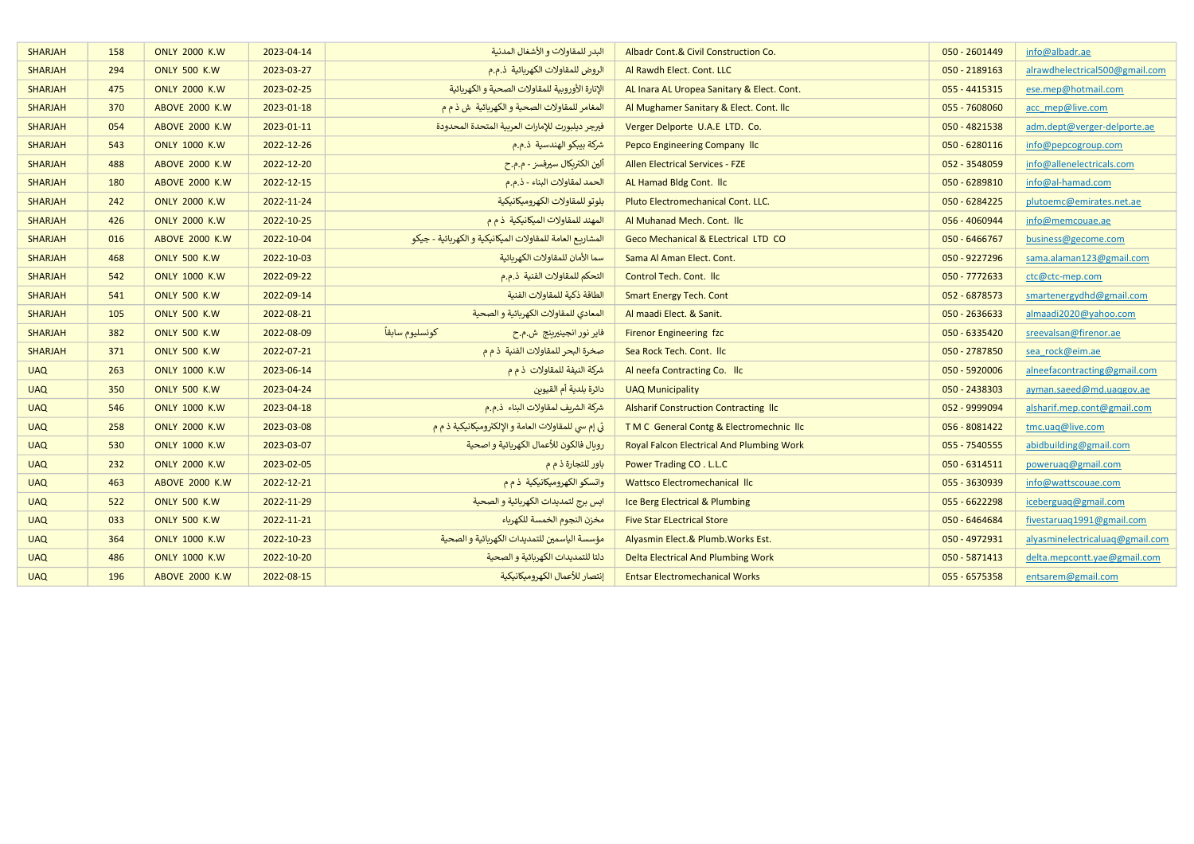| | | | | | | | |
|---|---|---|---|---|---|---|---|
| SHARJAH | 158 | ONLY 2000 K.W | 2023-04-14 | البدر للمقاولات و الأشغال المدنية | Albadr Cont.& Civil Construction Co. | 050 - 2601449 | info@albadr.ae |
| SHARJAH | 294 | ONLY 500 K.W | 2023-03-27 | الروض للمقاولات الكهربائية ذ.م.م | Al Rawdh Elect. Cont. LLC | 050 - 2189163 | alrawdhelectrical500@gmail.com |
| SHARJAH | 475 | ONLY 2000 K.W | 2023-02-25 | الإنارة الأوروبية للمقاولات الصحية و الكهربائية | AL Inara AL Uropea Sanitary & Elect. Cont. | 055 - 4415315 | ese.mep@hotmail.com |
| SHARJAH | 370 | ABOVE 2000 K.W | 2023-01-18 | المغامر للمقاولات الصحية و الكهربائية ش ذ م م | Al Mughamer Sanitary & Elect. Cont. llc | 055 - 7608060 | acc_mep@live.com |
| SHARJAH | 054 | ABOVE 2000 K.W | 2023-01-11 | فيرجر ديلبورت للإمارات العربية المتحدة المحدودة | Verger Delporte U.A.E LTD. Co. | 050 - 4821538 | adm.dept@verger-delporte.ae |
| SHARJAH | 543 | ONLY 1000 K.W | 2022-12-26 | شركة بيبكو الهندسية ذ.م.م | Pepco Engineering Company llc | 050 - 6280116 | info@pepcogroup.com |
| SHARJAH | 488 | ABOVE 2000 K.W | 2022-12-20 | ألين الكتريكال سيرفسز - م.م.ح | Allen Electrical Services - FZE | 052 - 3548059 | info@allenelectricals.com |
| SHARJAH | 180 | ABOVE 2000 K.W | 2022-12-15 | الحمد لمقاولات البناء - ذ.م.م | AL Hamad Bldg Cont. llc | 050 - 6289810 | info@al-hamad.com |
| SHARJAH | 242 | ONLY 2000 K.W | 2022-11-24 | بلوتو للمقاولات الكهروميكانيكية | Pluto Electromechanical Cont. LLC. | 050 - 6284225 | plutoemc@emirates.net.ae |
| SHARJAH | 426 | ONLY 2000 K.W | 2022-10-25 | المهند للمقاولات الميكانيكية ذ م م | Al Muhanad Mech. Cont. llc | 056 - 4060944 | info@memcouae.ae |
| SHARJAH | 016 | ABOVE 2000 K.W | 2022-10-04 | المشاريع العامة للمقاولات الميكانيكية و الكهربائية - جيكو | Geco Mechanical & ELectrical LTD CO | 050 - 6466767 | business@gecome.com |
| SHARJAH | 468 | ONLY 500 K.W | 2022-10-03 | سما الأمان للمقاولات الكهربائية | Sama Al Aman Elect. Cont. | 050 - 9227296 | sama.alaman123@gmail.com |
| SHARJAH | 542 | ONLY 1000 K.W | 2022-09-22 | التحكم للمقاولات الفنية ذ.م.م | Control Tech. Cont. llc | 050 - 7772633 | ctc@ctc-mep.com |
| SHARJAH | 541 | ONLY 500 K.W | 2022-09-14 | الطاقة ذكية للمقاولات الفنية | Smart Energy Tech. Cont | 052 - 6878573 | smartenergydhd@gmail.com |
| SHARJAH | 105 | ONLY 500 K.W | 2022-08-21 | المعادي للمقاولات الكهربائية و الصحية | Al maadi Elect. & Sanit. | 050 - 2636633 | almaadi2020@yahoo.com |
| SHARJAH | 382 | ONLY 500 K.W | 2022-08-09 | فاير نور انجينيرينج ش.م.ح كونسليوم سابقاً | Firenor Engineering fzc | 050 - 6335420 | sreevalsan@firenor.ae |
| SHARJAH | 371 | ONLY 500 K.W | 2022-07-21 | صخرة البحر للمقاولات الفنية ذ م م | Sea Rock Tech. Cont. llc | 050 - 2787850 | sea_rock@eim.ae |
| UAQ | 263 | ONLY 1000 K.W | 2023-06-14 | شركة النيفة للمقاولات ذ م م | Al neefa Contracting Co. llc | 050 - 5920006 | alneefacontracting@gmail.com |
| UAQ | 350 | ONLY 500 K.W | 2023-04-24 | دائرة بلدية أم القيوين | UAQ Municipality | 050 - 2438303 | ayman.saeed@md.uaqgov.ae |
| UAQ | 546 | ONLY 1000 K.W | 2023-04-18 | شركة الشريف لمقاولات البناء ذ.م.م | Alsharif Construction Contracting llc | 052 - 9999094 | alsharif.mep.cont@gmail.com |
| UAQ | 258 | ONLY 2000 K.W | 2023-03-08 | تي إم سي للمقاولات العامة و الإلكتروميكانيكية ذ م م | T M C General Contg & Electromechnic llc | 056 - 8081422 | tmc.uaq@live.com |
| UAQ | 530 | ONLY 1000 K.W | 2023-03-07 | رويال فالكون للأعمال الكهربائية و الصحية | Royal Falcon Electrical And Plumbing Work | 055 - 7540555 | abidbuilding@gmail.com |
| UAQ | 232 | ONLY 2000 K.W | 2023-02-05 | باور للتجارة ذ م م | Power Trading CO . L.L.C | 050 - 6314511 | poweruaq@gmail.com |
| UAQ | 463 | ABOVE 2000 K.W | 2022-12-21 | واتسكو الكهروميكانيكية ذ م م | Wattsco Electromechanical llc | 055 - 3630939 | info@wattscouae.com |
| UAQ | 522 | ONLY 500 K.W | 2022-11-29 | ايس برج لتمديدات الكهربائية و الصحية | Ice Berg Electrical & Plumbing | 055 - 6622298 | iceberguaq@gmail.com |
| UAQ | 033 | ONLY 500 K.W | 2022-11-21 | مخزن النجوم الخمسة للكهرباء | Five Star ELectrical Store | 050 - 6464684 | fivestaruaq1991@gmail.com |
| UAQ | 364 | ONLY 1000 K.W | 2022-10-23 | مؤسسة الياسمين للتمديدات الكهربائية و الصحية | Alyasmin Elect.& Plumb.Works Est. | 050 - 4972931 | alyasminelectricaluaq@gmail.com |
| UAQ | 486 | ONLY 1000 K.W | 2022-10-20 | دلتا للتمديدات الكهربائية و الصحية | Delta Electrical And Plumbing Work | 050 - 5871413 | delta.mepcontt.yae@gmail.com |
| UAQ | 196 | ABOVE 2000 K.W | 2022-08-15 | إنتصار للأعمال الكهروميكانيكية | Entsar Electromechanical Works | 055 - 6575358 | entsarem@gmail.com |